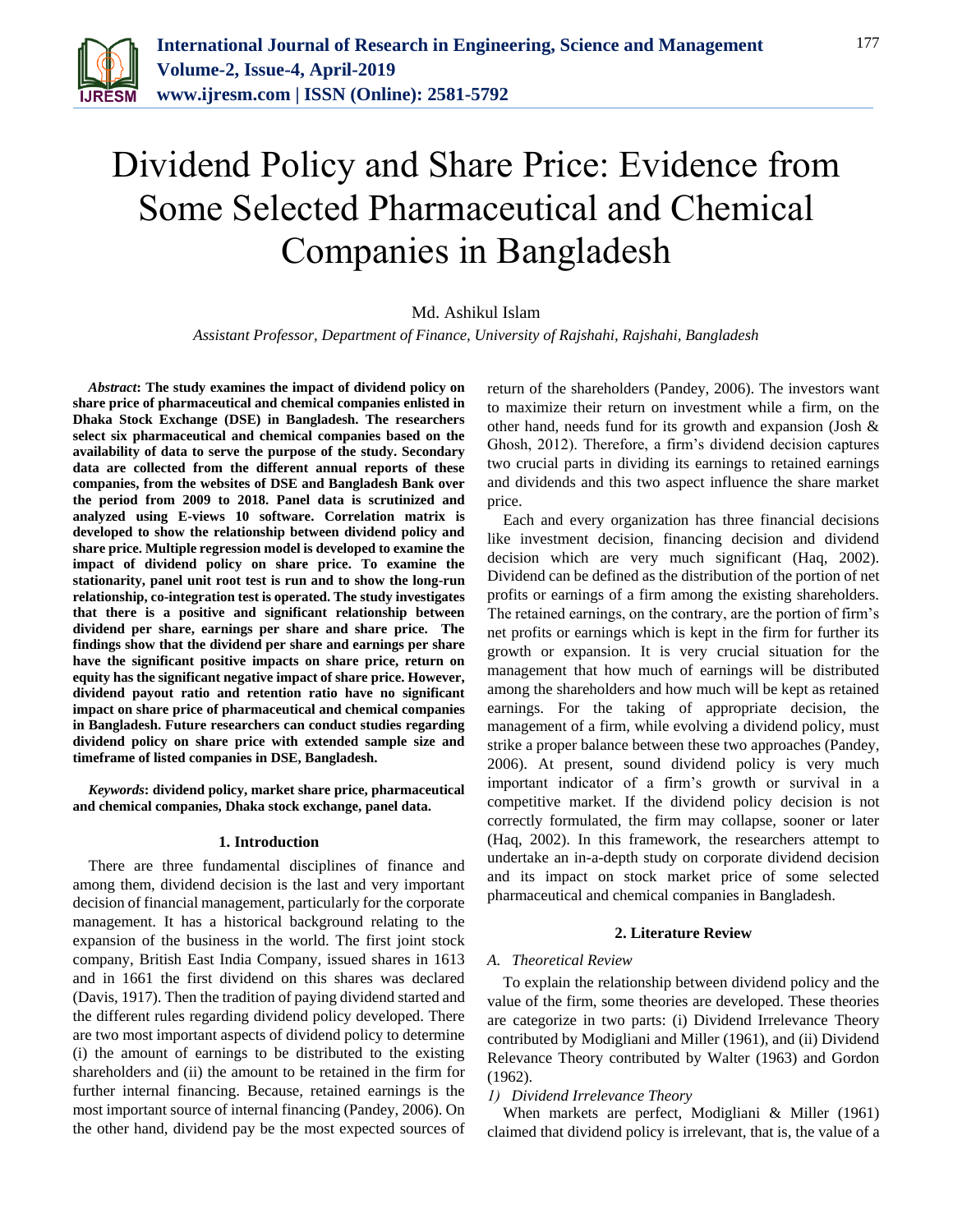# Dividend Policy and Share Price: Evidence from Some Selected Pharmaceutical and Chemical Companies in Bangladesh

Md. Ashikul Islam

*Assistant Professor, Department of Finance, University of Rajshahi, Rajshahi, Bangladesh*

***Abstract*: The study examines the impact of dividend policy on share price of pharmaceutical and chemical companies enlisted in Dhaka Stock Exchange (DSE) in Bangladesh. The researchers select six pharmaceutical and chemical companies based on the availability of data to serve the purpose of the study. Secondary data are collected from the different annual reports of these companies, from the websites of DSE and Bangladesh Bank over the period from 2009 to 2018. Panel data is scrutinized and analyzed using E-views 10 software. Correlation matrix is developed to show the relationship between dividend policy and share price. Multiple regression model is developed to examine the impact of dividend policy on share price. To examine the stationarity, panel unit root test is run and to show the long-run relationship, co-integration test is operated. The study investigates that there is a positive and significant relationship between dividend per share, earnings per share and share price. The findings show that the dividend per share and earnings per share have the significant positive impacts on share price, return on equity has the significant negative impact of share price. However, dividend payout ratio and retention ratio have no significant impact on share price of pharmaceutical and chemical companies in Bangladesh. Future researchers can conduct studies regarding dividend policy on share price with extended sample size and timeframe of listed companies in DSE, Bangladesh.**

***Keywords*: dividend policy, market share price, pharmaceutical and chemical companies, Dhaka stock exchange, panel data.**

## 1. Introduction

There are three fundamental disciplines of finance and among them, dividend decision is the last and very important decision of financial management, particularly for the corporate management. It has a historical background relating to the expansion of the business in the world. The first joint stock company, British East India Company, issued shares in 1613 and in 1661 the first dividend on this shares was declared (Davis, 1917). Then the tradition of paying dividend started and the different rules regarding dividend policy developed. There are two most important aspects of dividend policy to determine (i) the amount of earnings to be distributed to the existing shareholders and (ii) the amount to be retained in the firm for further internal financing. Because, retained earnings is the most important source of internal financing (Pandey, 2006). On the other hand, dividend pay be the most expected sources of return of the shareholders (Pandey, 2006). The investors want to maximize their return on investment while a firm, on the other hand, needs fund for its growth and expansion (Josh & Ghosh, 2012). Therefore, a firm's dividend decision captures two crucial parts in dividing its earnings to retained earnings and dividends and this two aspect influence the share market price.

Each and every organization has three financial decisions like investment decision, financing decision and dividend decision which are very much significant (Haq, 2002). Dividend can be defined as the distribution of the portion of net profits or earnings of a firm among the existing shareholders. The retained earnings, on the contrary, are the portion of firm's net profits or earnings which is kept in the firm for further its growth or expansion. It is very crucial situation for the management that how much of earnings will be distributed among the shareholders and how much will be kept as retained earnings. For the taking of appropriate decision, the management of a firm, while evolving a dividend policy, must strike a proper balance between these two approaches (Pandey, 2006). At present, sound dividend policy is very much important indicator of a firm's growth or survival in a competitive market. If the dividend policy decision is not correctly formulated, the firm may collapse, sooner or later (Haq, 2002). In this framework, the researchers attempt to undertake an in-a-depth study on corporate dividend decision and its impact on stock market price of some selected pharmaceutical and chemical companies in Bangladesh.

## 2. Literature Review

### A. Theoretical Review

To explain the relationship between dividend policy and the value of the firm, some theories are developed. These theories are categorize in two parts: (i) Dividend Irrelevance Theory contributed by Modigliani and Miller (1961), and (ii) Dividend Relevance Theory contributed by Walter (1963) and Gordon (1962).

#### *1) Dividend Irrelevance Theory*

When markets are perfect, Modigliani & Miller (1961) claimed that dividend policy is irrelevant, that is, the value of a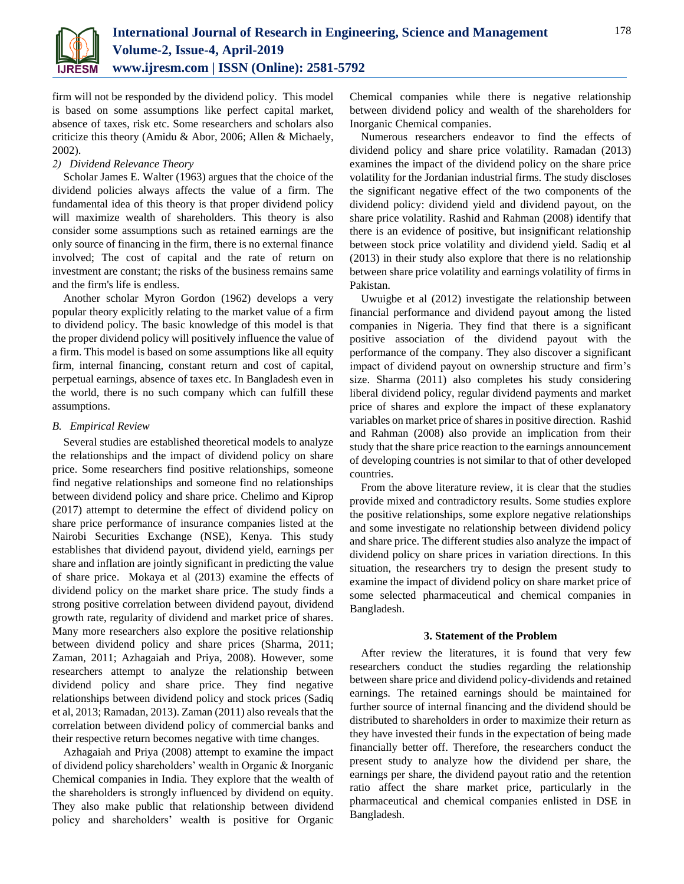firm will not be responded by the dividend policy. This model is based on some assumptions like perfect capital market, absence of taxes, risk etc. Some researchers and scholars also criticize this theory (Amidu & Abor, 2006; Allen & Michaely, 2002).

*2) Dividend Relevance Theory*

Scholar James E. Walter (1963) argues that the choice of the dividend policies always affects the value of a firm. The fundamental idea of this theory is that proper dividend policy will maximize wealth of shareholders. This theory is also consider some assumptions such as retained earnings are the only source of financing in the firm, there is no external finance involved; The cost of capital and the rate of return on investment are constant; the risks of the business remains same and the firm's life is endless.

Another scholar Myron Gordon (1962) develops a very popular theory explicitly relating to the market value of a firm to dividend policy. The basic knowledge of this model is that the proper dividend policy will positively influence the value of a firm. This model is based on some assumptions like all equity firm, internal financing, constant return and cost of capital, perpetual earnings, absence of taxes etc. In Bangladesh even in the world, there is no such company which can fulfill these assumptions.

### *B. Empirical Review*

Several studies are established theoretical models to analyze the relationships and the impact of dividend policy on share price. Some researchers find positive relationships, someone find negative relationships and someone find no relationships between dividend policy and share price. Chelimo and Kiprop (2017) attempt to determine the effect of dividend policy on share price performance of insurance companies listed at the Nairobi Securities Exchange (NSE), Kenya. This study establishes that dividend payout, dividend yield, earnings per share and inflation are jointly significant in predicting the value of share price. Mokaya et al (2013) examine the effects of dividend policy on the market share price. The study finds a strong positive correlation between dividend payout, dividend growth rate, regularity of dividend and market price of shares. Many more researchers also explore the positive relationship between dividend policy and share prices (Sharma, 2011; Zaman, 2011; Azhagaiah and Priya, 2008). However, some researchers attempt to analyze the relationship between dividend policy and share price. They find negative relationships between dividend policy and stock prices (Sadiq et al, 2013; Ramadan, 2013). Zaman (2011) also reveals that the correlation between dividend policy of commercial banks and their respective return becomes negative with time changes.

Azhagaiah and Priya (2008) attempt to examine the impact of dividend policy shareholders' wealth in Organic & Inorganic Chemical companies in India. They explore that the wealth of the shareholders is strongly influenced by dividend on equity. They also make public that relationship between dividend policy and shareholders' wealth is positive for Organic Chemical companies while there is negative relationship between dividend policy and wealth of the shareholders for Inorganic Chemical companies.

Numerous researchers endeavor to find the effects of dividend policy and share price volatility. Ramadan (2013) examines the impact of the dividend policy on the share price volatility for the Jordanian industrial firms. The study discloses the significant negative effect of the two components of the dividend policy: dividend yield and dividend payout, on the share price volatility. Rashid and Rahman (2008) identify that there is an evidence of positive, but insignificant relationship between stock price volatility and dividend yield. Sadiq et al (2013) in their study also explore that there is no relationship between share price volatility and earnings volatility of firms in Pakistan.

Uwuigbe et al (2012) investigate the relationship between financial performance and dividend payout among the listed companies in Nigeria. They find that there is a significant positive association of the dividend payout with the performance of the company. They also discover a significant impact of dividend payout on ownership structure and firm's size. Sharma (2011) also completes his study considering liberal dividend policy, regular dividend payments and market price of shares and explore the impact of these explanatory variables on market price of shares in positive direction. Rashid and Rahman (2008) also provide an implication from their study that the share price reaction to the earnings announcement of developing countries is not similar to that of other developed countries.

From the above literature review, it is clear that the studies provide mixed and contradictory results. Some studies explore the positive relationships, some explore negative relationships and some investigate no relationship between dividend policy and share price. The different studies also analyze the impact of dividend policy on share prices in variation directions. In this situation, the researchers try to design the present study to examine the impact of dividend policy on share market price of some selected pharmaceutical and chemical companies in Bangladesh.

## 3. Statement of the Problem

After review the literatures, it is found that very few researchers conduct the studies regarding the relationship between share price and dividend policy-dividends and retained earnings. The retained earnings should be maintained for further source of internal financing and the dividend should be distributed to shareholders in order to maximize their return as they have invested their funds in the expectation of being made financially better off. Therefore, the researchers conduct the present study to analyze how the dividend per share, the earnings per share, the dividend payout ratio and the retention ratio affect the share market price, particularly in the pharmaceutical and chemical companies enlisted in DSE in Bangladesh.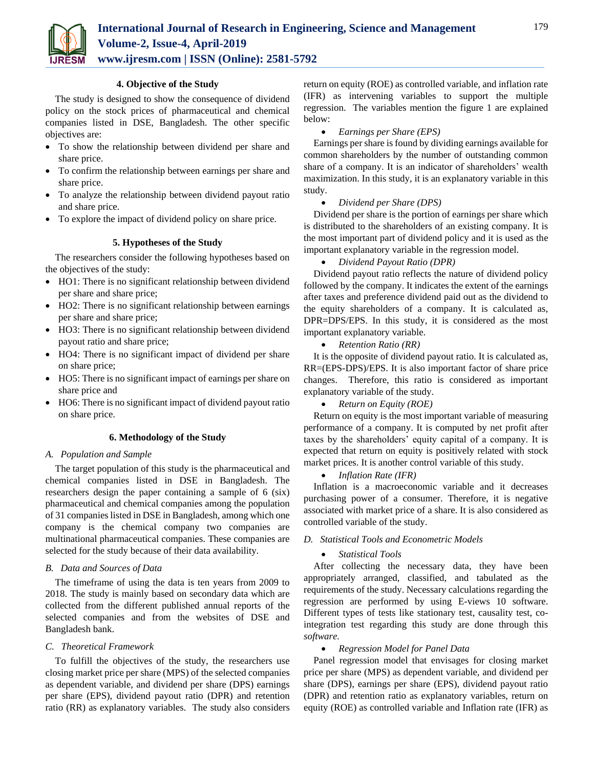## 4. Objective of the Study

The study is designed to show the consequence of dividend policy on the stock prices of pharmaceutical and chemical companies listed in DSE, Bangladesh. The other specific objectives are:

- To show the relationship between dividend per share and share price.
- To confirm the relationship between earnings per share and share price.
- To analyze the relationship between dividend payout ratio and share price.
- To explore the impact of dividend policy on share price.

## 5. Hypotheses of the Study

The researchers consider the following hypotheses based on the objectives of the study:

- HO1: There is no significant relationship between dividend per share and share price;
- HO2: There is no significant relationship between earnings per share and share price;
- HO3: There is no significant relationship between dividend payout ratio and share price;
- HO4: There is no significant impact of dividend per share on share price;
- HO5: There is no significant impact of earnings per share on share price and
- HO6: There is no significant impact of dividend payout ratio on share price.

## 6. Methodology of the Study

### A. Population and Sample

The target population of this study is the pharmaceutical and chemical companies listed in DSE in Bangladesh. The researchers design the paper containing a sample of 6 (six) pharmaceutical and chemical companies among the population of 31 companies listed in DSE in Bangladesh, among which one company is the chemical company two companies are multinational pharmaceutical companies. These companies are selected for the study because of their data availability.

### B. Data and Sources of Data

The timeframe of using the data is ten years from 2009 to 2018. The study is mainly based on secondary data which are collected from the different published annual reports of the selected companies and from the websites of DSE and Bangladesh bank.

### C. Theoretical Framework

To fulfill the objectives of the study, the researchers use closing market price per share (MPS) of the selected companies as dependent variable, and dividend per share (DPS) earnings per share (EPS), dividend payout ratio (DPR) and retention ratio (RR) as explanatory variables. The study also considers return on equity (ROE) as controlled variable, and inflation rate (IFR) as intervening variables to support the multiple regression. The variables mention the figure 1 are explained below:

- *Earnings per Share (EPS)*

Earnings per share is found by dividing earnings available for common shareholders by the number of outstanding common share of a company. It is an indicator of shareholders' wealth maximization. In this study, it is an explanatory variable in this study.

- *Dividend per Share (DPS)*

Dividend per share is the portion of earnings per share which is distributed to the shareholders of an existing company. It is the most important part of dividend policy and it is used as the important explanatory variable in the regression model.

- *Dividend Payout Ratio (DPR)*

Dividend payout ratio reflects the nature of dividend policy followed by the company. It indicates the extent of the earnings after taxes and preference dividend paid out as the dividend to the equity shareholders of a company. It is calculated as, DPR=DPS/EPS. In this study, it is considered as the most important explanatory variable.

- *Retention Ratio (RR)*

It is the opposite of dividend payout ratio. It is calculated as, RR=(EPS-DPS)/EPS. It is also important factor of share price changes. Therefore, this ratio is considered as important explanatory variable of the study.

- *Return on Equity (ROE)*

Return on equity is the most important variable of measuring performance of a company. It is computed by net profit after taxes by the shareholders' equity capital of a company. It is expected that return on equity is positively related with stock market prices. It is another control variable of this study.

- *Inflation Rate (IFR)*

Inflation is a macroeconomic variable and it decreases purchasing power of a consumer. Therefore, it is negative associated with market price of a share. It is also considered as controlled variable of the study.

### D. Statistical Tools and Econometric Models

- *Statistical Tools*

After collecting the necessary data, they have been appropriately arranged, classified, and tabulated as the requirements of the study. Necessary calculations regarding the regression are performed by using E-views 10 software. Different types of tests like stationary test, causality test, co-integration test regarding this study are done through this *software.*

- *Regression Model for Panel Data*

Panel regression model that envisages for closing market price per share (MPS) as dependent variable, and dividend per share (DPS), earnings per share (EPS), dividend payout ratio (DPR) and retention ratio as explanatory variables, return on equity (ROE) as controlled variable and Inflation rate (IFR) as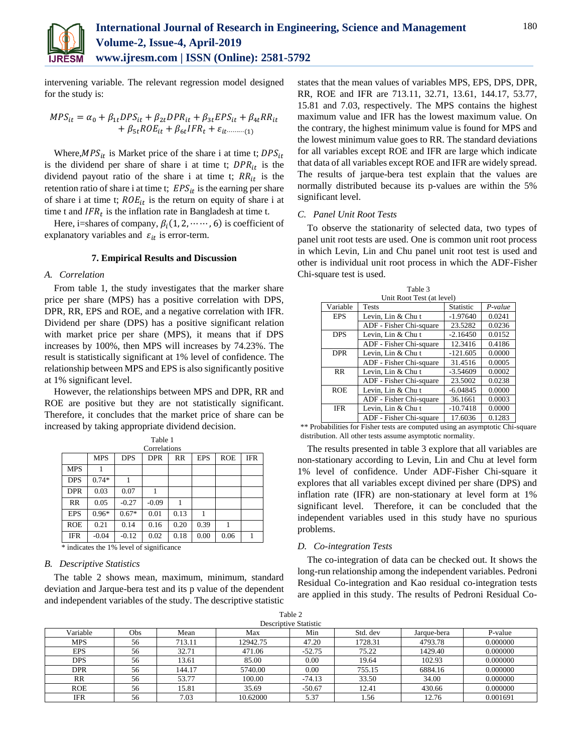intervening variable. The relevant regression model designed for the study is:

$$MPS_{it} = \alpha_0 + \beta_{1t}DPS_{it} + \beta_{2t}DPR_{it} + \beta_{3t}EPS_{it} + \beta_{4t}RR_{it} + \beta_{5t}ROE_{it} + \beta_{6t}IFR_t + \varepsilon_{it} \quad \text{.........(1)}$$

Where, $MPS_{it}$ is Market price of the share i at time t; $DPS_{it}$ is the dividend per share of share i at time t; $DPR_{it}$ is the dividend payout ratio of the share i at time t; $RR_{it}$ is the retention ratio of share i at time t; $EPS_{it}$ is the earning per share of share i at time t; $ROE_{it}$ is the return on equity of share i at time t and $IFR_t$ is the inflation rate in Bangladesh at time t.

Here, i=shares of company, $\beta_i(1, 2, \cdots\cdots, 6)$ is coefficient of explanatory variables and $\varepsilon_{it}$ is error-term.

## 7. Empirical Results and Discussion

### *A. Correlation*

From table 1, the study investigates that the marker share price per share (MPS) has a positive correlation with DPS, DPR, RR, EPS and ROE, and a negative correlation with IFR. Dividend per share (DPS) has a positive significant relation with market price per share (MPS), it means that if DPS increases by 100%, then MPS will increases by 74.23%. The result is statistically significant at 1% level of confidence. The relationship between MPS and EPS is also significantly positive at 1% significant level.

However, the relationships between MPS and DPR, RR and ROE are positive but they are not statistically significant. Therefore, it concludes that the market price of share can be increased by taking appropriate dividend decision.

Table 1
Correlations

| | MPS | DPS | DPR | RR | EPS | ROE | IFR |
|---|---|---|---|---|---|---|---|
| MPS | 1 | | | | | | |
| DPS | 0.74* | 1 | | | | | |
| DPR | 0.03 | 0.07 | 1 | | | | |
| RR | 0.05 | -0.27 | -0.09 | 1 | | | |
| EPS | 0.96* | 0.67* | 0.01 | 0.13 | 1 | | |
| ROE | 0.21 | 0.14 | 0.16 | 0.20 | 0.39 | 1 | |
| IFR | -0.04 | -0.12 | 0.02 | 0.18 | 0.00 | 0.06 | 1 |

\* indicates the 1% level of significance

### *B. Descriptive Statistics*

The table 2 shows mean, maximum, minimum, standard deviation and Jarque-bera test and its p value of the dependent and independent variables of the study. The descriptive statistic states that the mean values of variables MPS, EPS, DPS, DPR, RR, ROE and IFR are 713.11, 32.71, 13.61, 144.17, 53.77, 15.81 and 7.03, respectively. The MPS contains the highest maximum value and IFR has the lowest maximum value. On the contrary, the highest minimum value is found for MPS and the lowest minimum value goes to RR. The standard deviations for all variables except ROE and IFR are large which indicate that data of all variables except ROE and IFR are widely spread. The results of jarque-bera test explain that the values are normally distributed because its p-values are within the 5% significant level.

### *C. Panel Unit Root Tests*

To observe the stationarity of selected data, two types of panel unit root tests are used. One is common unit root process in which Levin, Lin and Chu panel unit root test is used and other is individual unit root process in which the ADF-Fisher Chi-square test is used.

Table 3
Unit Root Test (at level)

| Variable | Tests | Statistic | *P-value* |
|---|---|---|---|
| EPS | Levin, Lin & Chu t | -1.97640 | 0.0241 |
| | ADF - Fisher Chi-square | 23.5282 | 0.0236 |
| DPS | Levin, Lin & Chu t | -2.16450 | 0.0152 |
| | ADF - Fisher Chi-square | 12.3416 | 0.4186 |
| DPR | Levin, Lin & Chu t | -121.605 | 0.0000 |
| | ADF - Fisher Chi-square | 31.4516 | 0.0005 |
| RR | Levin, Lin & Chu t | -3.54609 | 0.0002 |
| | ADF - Fisher Chi-square | 23.5002 | 0.0238 |
| ROE | Levin, Lin & Chu t | -6.04845 | 0.0000 |
| | ADF - Fisher Chi-square | 36.1661 | 0.0003 |
| IFR | Levin, Lin & Chu t | -10.7418 | 0.0000 |
| | ADF - Fisher Chi-square | 17.6036 | 0.1283 |

\*\* Probabilities for Fisher tests are computed using an asymptotic Chi-square distribution. All other tests assume asymptotic normality.

The results presented in table 3 explore that all variables are non-stationary according to Levin, Lin and Chu at level form 1% level of confidence. Under ADF-Fisher Chi-square it explores that all variables except divined per share (DPS) and inflation rate (IFR) are non-stationary at level form at 1% significant level. Therefore, it can be concluded that the independent variables used in this study have no spurious problems.

### *D. Co-integration Tests*

The co-integration of data can be checked out. It shows the long-run relationship among the independent variables. Pedroni Residual Co-integration and Kao residual co-integration tests are applied in this study. The results of Pedroni Residual Co-

Table 2
Descriptive Statistic

| Variable | Obs | Mean | Max | Min | Std. dev | Jarque-bera | P-value |
|---|---|---|---|---|---|---|---|
| MPS | 56 | 713.11 | 12942.75 | 47.20 | 1728.31 | 4793.78 | 0.000000 |
| EPS | 56 | 32.71 | 471.06 | -52.75 | 75.22 | 1429.40 | 0.000000 |
| DPS | 56 | 13.61 | 85.00 | 0.00 | 19.64 | 102.93 | 0.000000 |
| DPR | 56 | 144.17 | 5740.00 | 0.00 | 755.15 | 6884.16 | 0.000000 |
| RR | 56 | 53.77 | 100.00 | -74.13 | 33.50 | 34.00 | 0.000000 |
| ROE | 56 | 15.81 | 35.69 | -50.67 | 12.41 | 430.66 | 0.000000 |
| IFR | 56 | 7.03 | 10.62000 | 5.37 | 1.56 | 12.76 | 0.001691 |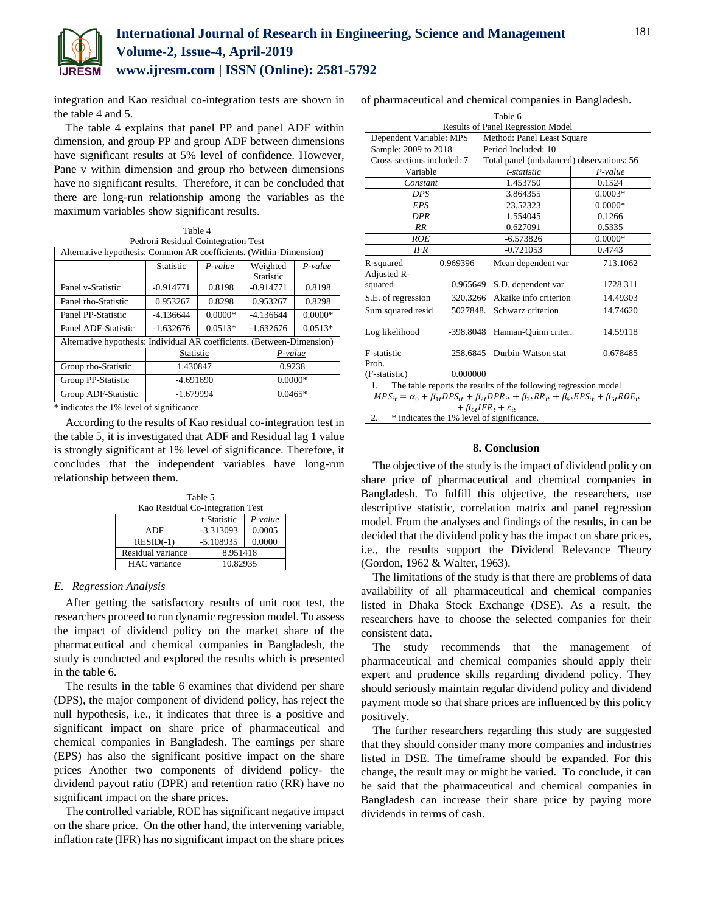integration and Kao residual co-integration tests are shown in the table 4 and 5.

The table 4 explains that panel PP and panel ADF within dimension, and group PP and group ADF between dimensions have significant results at 5% level of confidence. However, Pane v within dimension and group rho between dimensions have no significant results. Therefore, it can be concluded that there are long-run relationship among the variables as the maximum variables show significant results.

Table 4
Pedroni Residual Cointegration Test

| Alternative hypothesis: Common AR coefficients. (Within-Dimension) | | | | |
|---|---|---|---|---|
| | Statistic | *P-value* | Weighted Statistic | *P-value* |
| Panel v-Statistic | -0.914771 | 0.8198 | -0.914771 | 0.8198 |
| Panel rho-Statistic | 0.953267 | 0.8298 | 0.953267 | 0.8298 |
| Panel PP-Statistic | -4.136644 | 0.0000* | -4.136644 | 0.0000* |
| Panel ADF-Statistic | -1.632676 | 0.0513* | -1.632676 | 0.0513* |
| Alternative hypothesis: Individual AR coefficients. (Between-Dimension) | | | | |
| | Statistic | | *P-value* | |
| Group rho-Statistic | 1.430847 | | 0.9238 | |
| Group PP-Statistic | -4.691690 | | 0.0000* | |
| Group ADF-Statistic | -1.679994 | | 0.0465* | |

\* indicates the 1% level of significance.

According to the results of Kao residual co-integration test in the table 5, it is investigated that ADF and Residual lag 1 value is strongly significant at 1% level of significance. Therefore, it concludes that the independent variables have long-run relationship between them.

Table 5
Kao Residual Co-Integration Test

| | t-Statistic | *P-value* |
|---|---|---|
| ADF | -3.313093 | 0.0005 |
| RESID(-1) | -5.108935 | 0.0000 |
| Residual variance | 8.951418 | |
| HAC variance | 10.82935 | |

### *E. Regression Analysis*

After getting the satisfactory results of unit root test, the researchers proceed to run dynamic regression model. To assess the impact of dividend policy on the market share of the pharmaceutical and chemical companies in Bangladesh, the study is conducted and explored the results which is presented in the table 6.

The results in the table 6 examines that dividend per share (DPS), the major component of dividend policy, has reject the null hypothesis, i.e., it indicates that three is a positive and significant impact on share price of pharmaceutical and chemical companies in Bangladesh. The earnings per share (EPS) has also the significant positive impact on the share prices Another two components of dividend policy- the dividend payout ratio (DPR) and retention ratio (RR) have no significant impact on the share prices.

The controlled variable, ROE has significant negative impact on the share price. On the other hand, the intervening variable, inflation rate (IFR) has no significant impact on the share prices of pharmaceutical and chemical companies in Bangladesh.

Table 6
Results of Panel Regression Model

| Dependent Variable: MPS | Method: Panel Least Square | |
|---|---|---|
| Sample: 2009 to 2018 | Period Included: 10 | |
| Cross-sections included: 7 | Total panel (unbalanced) observations: 56 | |
| Variable | *t-statistic* | *P-value* |
| *Constant* | 1.453750 | 0.1524 |
| *DPS* | 3.864355 | 0.0003* |
| *EPS* | 23.52323 | 0.0000* |
| *DPR* | 1.554045 | 0.1266 |
| *RR* | 0.627091 | 0.5335 |
| *ROE* | -6.573826 | 0.0000* |
| *IFR* | -0.721053 | 0.4743 |

| | | | |
|---|---|---|---|
| R-squared | 0.969396 | Mean dependent var | 713.1062 |
| Adjusted R-squared | 0.965649 | S.D. dependent var | 1728.311 |
| S.E. of regression | 320.3266 | Akaike info criterion | 14.49303 |
| Sum squared resid | 5027848. | Schwarz criterion | 14.74620 |
| Log likelihood | -398.8048 | Hannan-Quinn criter. | 14.59118 |
| F-statistic | 258.6845 | Durbin-Watson stat | 0.678485 |
| Prob. (F-statistic) | 0.000000 | | |

1. The table reports the results of the following regression model

$$MPS_{it} = \alpha_0 + \beta_{1t}DPS_{it} + \beta_{2t}DPR_{it} + \beta_{3t}RR_{it} + \beta_{4t}EPS_{it} + \beta_{5t}ROE_{it} + \beta_{6t}IFR_t + \varepsilon_{it}$$

2. \* indicates the 1% level of significance.

## 8. Conclusion

The objective of the study is the impact of dividend policy on share price of pharmaceutical and chemical companies in Bangladesh. To fulfill this objective, the researchers, use descriptive statistic, correlation matrix and panel regression model. From the analyses and findings of the results, in can be decided that the dividend policy has the impact on share prices, i.e., the results support the Dividend Relevance Theory (Gordon, 1962 & Walter, 1963).

The limitations of the study is that there are problems of data availability of all pharmaceutical and chemical companies listed in Dhaka Stock Exchange (DSE). As a result, the researchers have to choose the selected companies for their consistent data.

The study recommends that the management of pharmaceutical and chemical companies should apply their expert and prudence skills regarding dividend policy. They should seriously maintain regular dividend policy and dividend payment mode so that share prices are influenced by this policy positively.

The further researchers regarding this study are suggested that they should consider many more companies and industries listed in DSE. The timeframe should be expanded. For this change, the result may or might be varied. To conclude, it can be said that the pharmaceutical and chemical companies in Bangladesh can increase their share price by paying more dividends in terms of cash.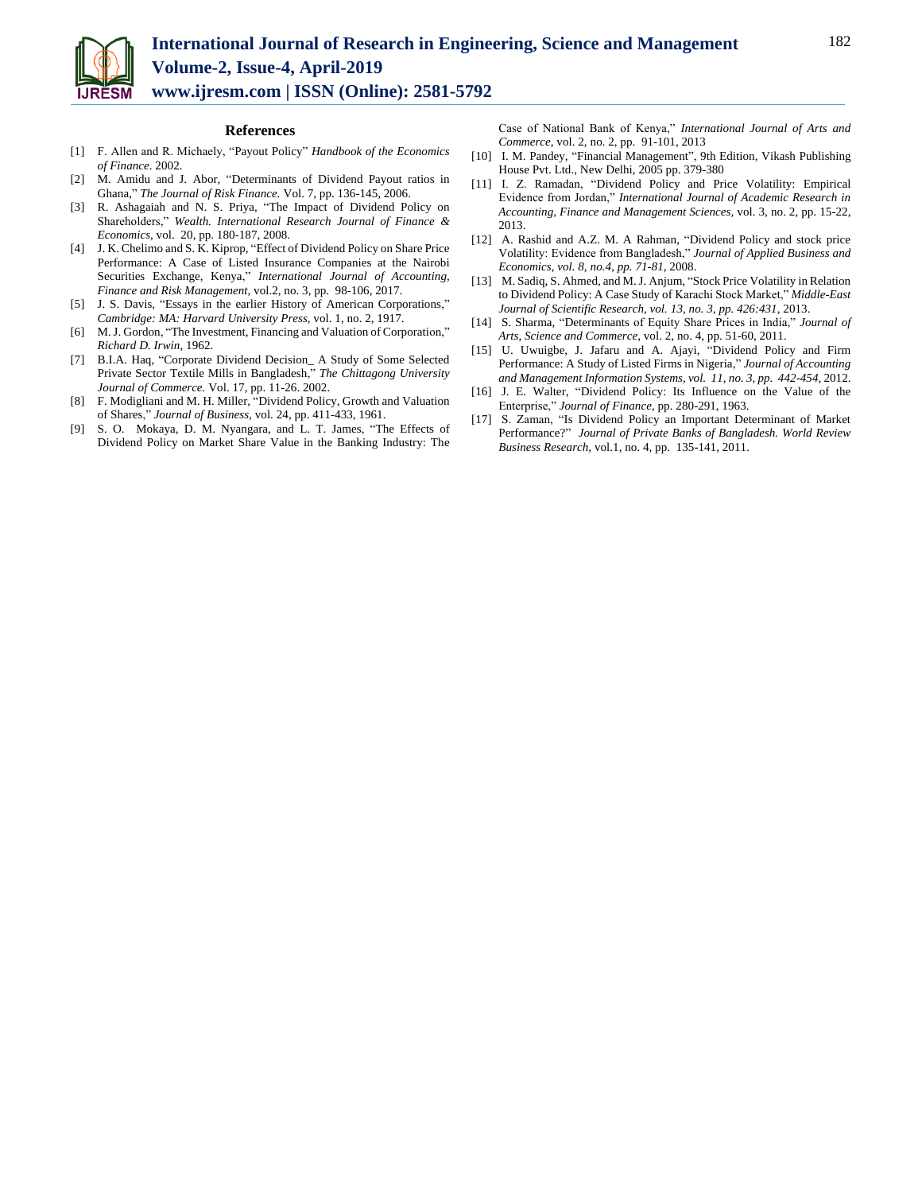## References

[1] F. Allen and R. Michaely, "Payout Policy" *Handbook of the Economics of Finance*. 2002.

[2] M. Amidu and J. Abor, "Determinants of Dividend Payout ratios in Ghana," *The Journal of Risk Finance.* Vol. 7, pp. 136-145, 2006.

[3] R. Ashagaiah and N. S. Priya, "The Impact of Dividend Policy on Shareholders," *Wealth. International Research Journal of Finance & Economics*, vol. 20, pp. 180-187, 2008.

[4] J. K. Chelimo and S. K. Kiprop, "Effect of Dividend Policy on Share Price Performance: A Case of Listed Insurance Companies at the Nairobi Securities Exchange, Kenya," *International Journal of Accounting, Finance and Risk Management*, vol.2, no. 3, pp. 98-106, 2017.

[5] J. S. Davis, "Essays in the earlier History of American Corporations," *Cambridge: MA: Harvard University Press*, vol. 1, no. 2, 1917.

[6] M. J. Gordon, "The Investment, Financing and Valuation of Corporation," *Richard D. Irwin*, 1962.

[7] B.I.A. Haq, "Corporate Dividend Decision_ A Study of Some Selected Private Sector Textile Mills in Bangladesh," *The Chittagong University Journal of Commerce.* Vol. 17, pp. 11-26. 2002.

[8] F. Modigliani and M. H. Miller, "Dividend Policy, Growth and Valuation of Shares," *Journal of Business*, vol. 24, pp. 411-433, 1961.

[9] S. O. Mokaya, D. M. Nyangara, and L. T. James, "The Effects of Dividend Policy on Market Share Value in the Banking Industry: The Case of National Bank of Kenya," *International Journal of Arts and Commerce*, vol. 2, no. 2, pp. 91-101, 2013

[10] I. M. Pandey, "Financial Management", 9th Edition, Vikash Publishing House Pvt. Ltd., New Delhi, 2005 pp. 379-380

[11] I. Z. Ramadan, "Dividend Policy and Price Volatility: Empirical Evidence from Jordan," *International Journal of Academic Research in Accounting, Finance and Management Sciences*, vol. 3, no. 2, pp. 15-22, 2013.

[12] A. Rashid and A.Z. M. A Rahman, "Dividend Policy and stock price Volatility: Evidence from Bangladesh," *Journal of Applied Business and Economics, vol. 8, no.4, pp. 71-81*, 2008.

[13] M. Sadiq, S. Ahmed, and M. J. Anjum, "Stock Price Volatility in Relation to Dividend Policy: A Case Study of Karachi Stock Market," *Middle-East Journal of Scientific Research, vol. 13, no. 3, pp. 426:431*, 2013.

[14] S. Sharma, "Determinants of Equity Share Prices in India," *Journal of Arts, Science and Commerce*, vol. 2, no. 4, pp. 51-60, 2011.

[15] U. Uwuigbe, J. Jafaru and A. Ajayi, "Dividend Policy and Firm Performance: A Study of Listed Firms in Nigeria," *Journal of Accounting and Management Information Systems, vol. 11, no. 3, pp. 442-454*, 2012.

[16] J. E. Walter, "Dividend Policy: Its Influence on the Value of the Enterprise," *Journal of Finance*, pp. 280-291, 1963.

[17] S. Zaman, "Is Dividend Policy an Important Determinant of Market Performance?" *Journal of Private Banks of Bangladesh. World Review Business Research*, vol.1, no. 4, pp. 135-141, 2011.